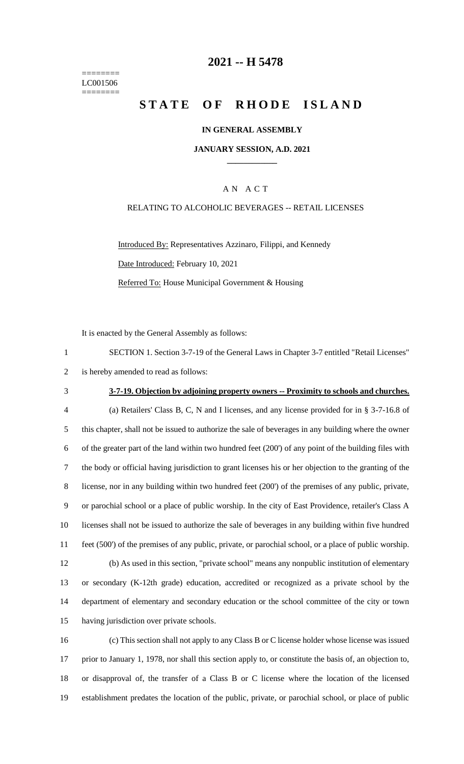========
LC001506
========

# 2021 -- H 5478

# STATE OF RHODE ISLAND

**IN GENERAL ASSEMBLY**

**JANUARY SESSION, A.D. 2021**

A N A C T

RELATING TO ALCOHOLIC BEVERAGES -- RETAIL LICENSES

Introduced By: Representatives Azzinaro, Filippi, and Kennedy

Date Introduced: February 10, 2021

Referred To: House Municipal Government & Housing

It is enacted by the General Assembly as follows:

1 SECTION 1. Section 3-7-19 of the General Laws in Chapter 3-7 entitled "Retail Licenses"
2 is hereby amended to read as follows:

3 **3-7-19. Objection by adjoining property owners -- Proximity to schools and churches.**

4 (a) Retailers' Class B, C, N and I licenses, and any license provided for in § 3-7-16.8 of
5 this chapter, shall not be issued to authorize the sale of beverages in any building where the owner
6 of the greater part of the land within two hundred feet (200') of any point of the building files with
7 the body or official having jurisdiction to grant licenses his or her objection to the granting of the
8 license, nor in any building within two hundred feet (200') of the premises of any public, private,
9 or parochial school or a place of public worship. In the city of East Providence, retailer's Class A
10 licenses shall not be issued to authorize the sale of beverages in any building within five hundred
11 feet (500') of the premises of any public, private, or parochial school, or a place of public worship.

12 (b) As used in this section, "private school" means any nonpublic institution of elementary
13 or secondary (K-12th grade) education, accredited or recognized as a private school by the
14 department of elementary and secondary education or the school committee of the city or town
15 having jurisdiction over private schools.

16 (c) This section shall not apply to any Class B or C license holder whose license was issued
17 prior to January 1, 1978, nor shall this section apply to, or constitute the basis of, an objection to,
18 or disapproval of, the transfer of a Class B or C license where the location of the licensed
19 establishment predates the location of the public, private, or parochial school, or place of public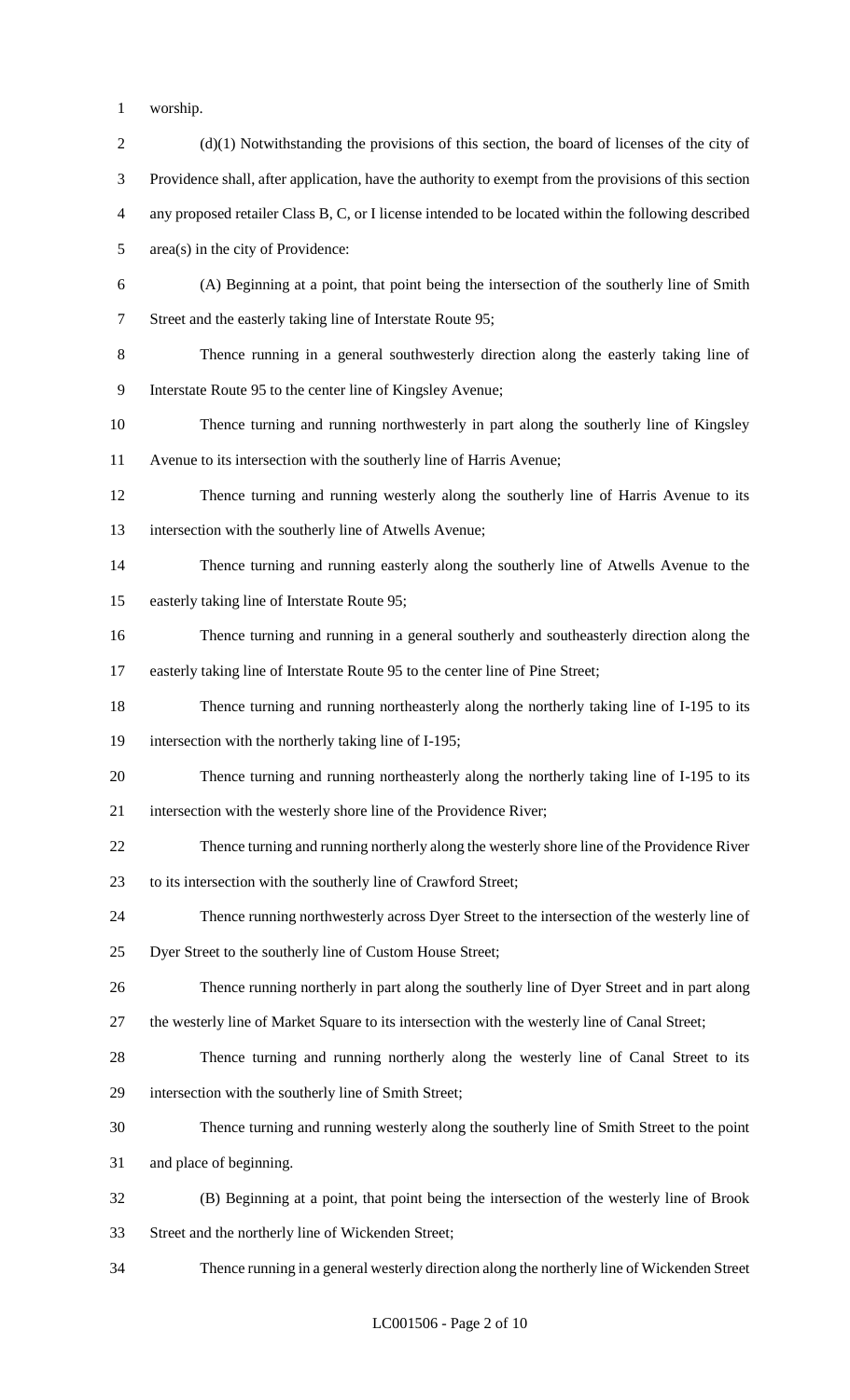worship.

(d)(1) Notwithstanding the provisions of this section, the board of licenses of the city of Providence shall, after application, have the authority to exempt from the provisions of this section any proposed retailer Class B, C, or I license intended to be located within the following described area(s) in the city of Providence:

(A) Beginning at a point, that point being the intersection of the southerly line of Smith Street and the easterly taking line of Interstate Route 95;

Thence running in a general southwesterly direction along the easterly taking line of Interstate Route 95 to the center line of Kingsley Avenue;

Thence turning and running northwesterly in part along the southerly line of Kingsley Avenue to its intersection with the southerly line of Harris Avenue;

Thence turning and running westerly along the southerly line of Harris Avenue to its intersection with the southerly line of Atwells Avenue;

Thence turning and running easterly along the southerly line of Atwells Avenue to the easterly taking line of Interstate Route 95;

Thence turning and running in a general southerly and southeasterly direction along the easterly taking line of Interstate Route 95 to the center line of Pine Street;

Thence turning and running northeasterly along the northerly taking line of I-195 to its intersection with the northerly taking line of I-195;

Thence turning and running northeasterly along the northerly taking line of I-195 to its intersection with the westerly shore line of the Providence River;

Thence turning and running northerly along the westerly shore line of the Providence River to its intersection with the southerly line of Crawford Street;

Thence running northwesterly across Dyer Street to the intersection of the westerly line of Dyer Street to the southerly line of Custom House Street;

Thence running northerly in part along the southerly line of Dyer Street and in part along the westerly line of Market Square to its intersection with the westerly line of Canal Street;

Thence turning and running northerly along the westerly line of Canal Street to its intersection with the southerly line of Smith Street;

Thence turning and running westerly along the southerly line of Smith Street to the point and place of beginning.

(B) Beginning at a point, that point being the intersection of the westerly line of Brook Street and the northerly line of Wickenden Street;

Thence running in a general westerly direction along the northerly line of Wickenden Street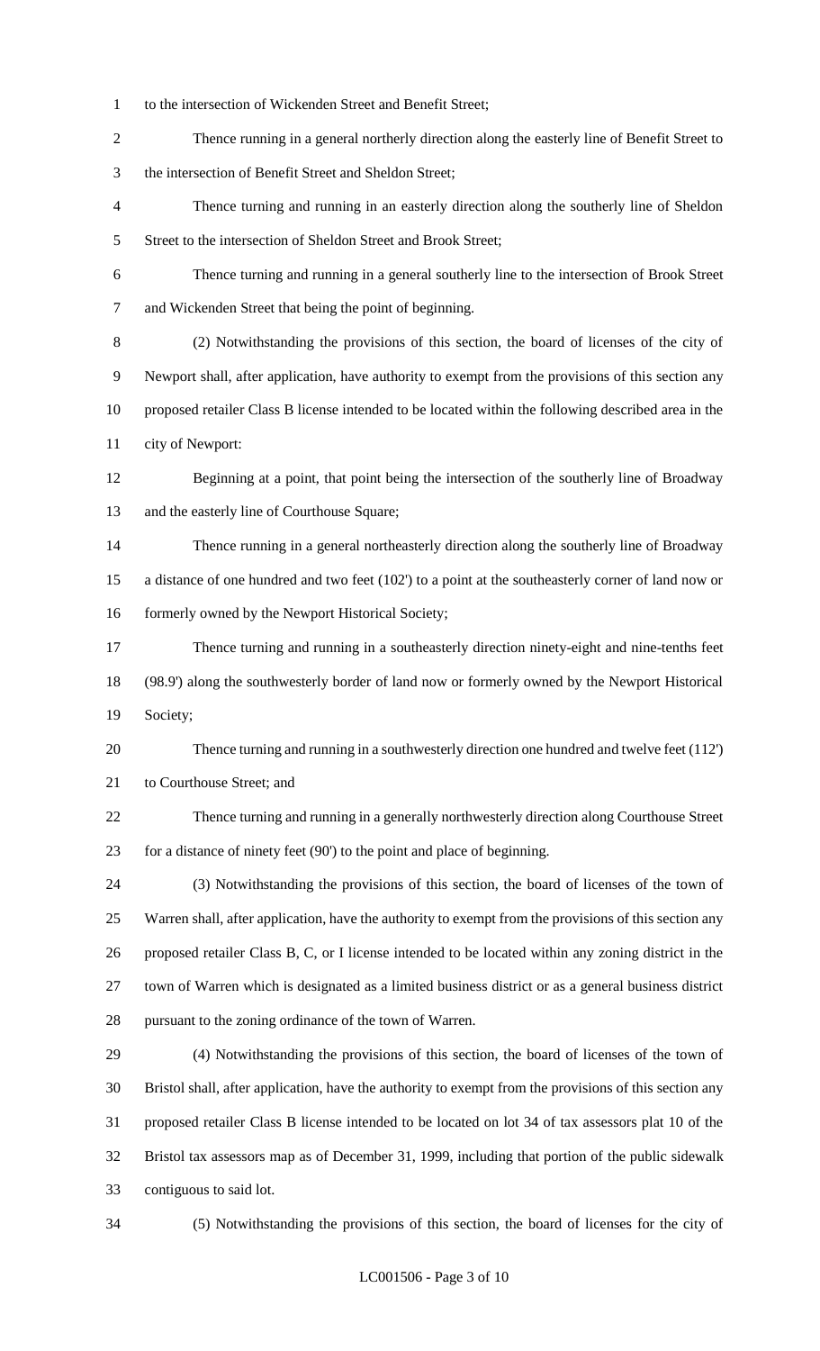to the intersection of Wickenden Street and Benefit Street;

Thence running in a general northerly direction along the easterly line of Benefit Street to the intersection of Benefit Street and Sheldon Street;

Thence turning and running in an easterly direction along the southerly line of Sheldon Street to the intersection of Sheldon Street and Brook Street;

Thence turning and running in a general southerly line to the intersection of Brook Street and Wickenden Street that being the point of beginning.

(2) Notwithstanding the provisions of this section, the board of licenses of the city of Newport shall, after application, have authority to exempt from the provisions of this section any proposed retailer Class B license intended to be located within the following described area in the city of Newport:

Beginning at a point, that point being the intersection of the southerly line of Broadway and the easterly line of Courthouse Square;

Thence running in a general northeasterly direction along the southerly line of Broadway a distance of one hundred and two feet (102') to a point at the southeasterly corner of land now or formerly owned by the Newport Historical Society;

Thence turning and running in a southeasterly direction ninety-eight and nine-tenths feet (98.9') along the southwesterly border of land now or formerly owned by the Newport Historical Society;

Thence turning and running in a southwesterly direction one hundred and twelve feet (112') to Courthouse Street; and

Thence turning and running in a generally northwesterly direction along Courthouse Street for a distance of ninety feet (90') to the point and place of beginning.

(3) Notwithstanding the provisions of this section, the board of licenses of the town of Warren shall, after application, have the authority to exempt from the provisions of this section any proposed retailer Class B, C, or I license intended to be located within any zoning district in the town of Warren which is designated as a limited business district or as a general business district pursuant to the zoning ordinance of the town of Warren.

(4) Notwithstanding the provisions of this section, the board of licenses of the town of Bristol shall, after application, have the authority to exempt from the provisions of this section any proposed retailer Class B license intended to be located on lot 34 of tax assessors plat 10 of the Bristol tax assessors map as of December 31, 1999, including that portion of the public sidewalk contiguous to said lot.

(5) Notwithstanding the provisions of this section, the board of licenses for the city of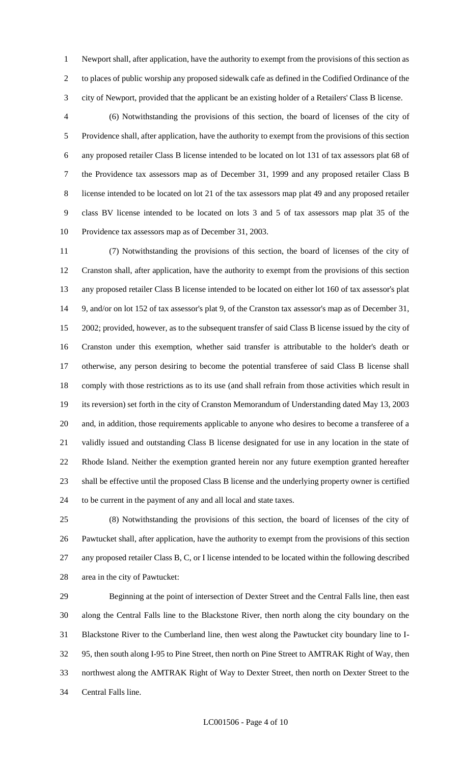Newport shall, after application, have the authority to exempt from the provisions of this section as to places of public worship any proposed sidewalk cafe as defined in the Codified Ordinance of the city of Newport, provided that the applicant be an existing holder of a Retailers' Class B license.

(6) Notwithstanding the provisions of this section, the board of licenses of the city of Providence shall, after application, have the authority to exempt from the provisions of this section any proposed retailer Class B license intended to be located on lot 131 of tax assessors plat 68 of the Providence tax assessors map as of December 31, 1999 and any proposed retailer Class B license intended to be located on lot 21 of the tax assessors map plat 49 and any proposed retailer class BV license intended to be located on lots 3 and 5 of tax assessors map plat 35 of the Providence tax assessors map as of December 31, 2003.

(7) Notwithstanding the provisions of this section, the board of licenses of the city of Cranston shall, after application, have the authority to exempt from the provisions of this section any proposed retailer Class B license intended to be located on either lot 160 of tax assessor's plat 9, and/or on lot 152 of tax assessor's plat 9, of the Cranston tax assessor's map as of December 31, 2002; provided, however, as to the subsequent transfer of said Class B license issued by the city of Cranston under this exemption, whether said transfer is attributable to the holder's death or otherwise, any person desiring to become the potential transferee of said Class B license shall comply with those restrictions as to its use (and shall refrain from those activities which result in its reversion) set forth in the city of Cranston Memorandum of Understanding dated May 13, 2003 and, in addition, those requirements applicable to anyone who desires to become a transferee of a validly issued and outstanding Class B license designated for use in any location in the state of Rhode Island. Neither the exemption granted herein nor any future exemption granted hereafter shall be effective until the proposed Class B license and the underlying property owner is certified to be current in the payment of any and all local and state taxes.

(8) Notwithstanding the provisions of this section, the board of licenses of the city of Pawtucket shall, after application, have the authority to exempt from the provisions of this section any proposed retailer Class B, C, or I license intended to be located within the following described area in the city of Pawtucket:

Beginning at the point of intersection of Dexter Street and the Central Falls line, then east along the Central Falls line to the Blackstone River, then north along the city boundary on the Blackstone River to the Cumberland line, then west along the Pawtucket city boundary line to I-95, then south along I-95 to Pine Street, then north on Pine Street to AMTRAK Right of Way, then northwest along the AMTRAK Right of Way to Dexter Street, then north on Dexter Street to the Central Falls line.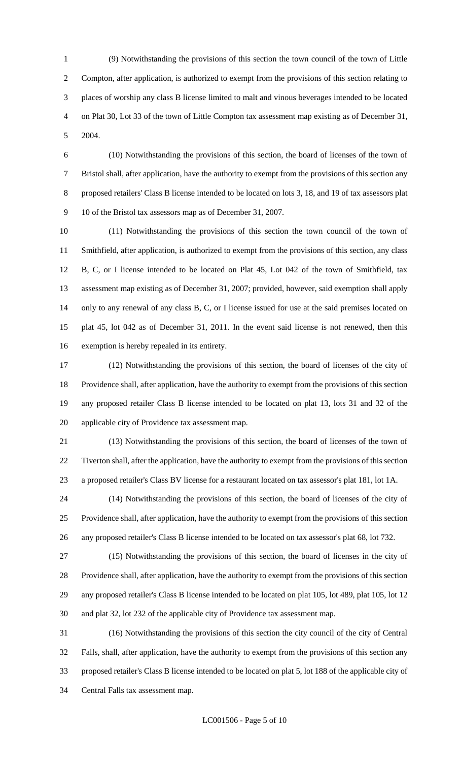(9) Notwithstanding the provisions of this section the town council of the town of Little Compton, after application, is authorized to exempt from the provisions of this section relating to places of worship any class B license limited to malt and vinous beverages intended to be located on Plat 30, Lot 33 of the town of Little Compton tax assessment map existing as of December 31, 2004.

(10) Notwithstanding the provisions of this section, the board of licenses of the town of Bristol shall, after application, have the authority to exempt from the provisions of this section any proposed retailers' Class B license intended to be located on lots 3, 18, and 19 of tax assessors plat 10 of the Bristol tax assessors map as of December 31, 2007.

(11) Notwithstanding the provisions of this section the town council of the town of Smithfield, after application, is authorized to exempt from the provisions of this section, any class B, C, or I license intended to be located on Plat 45, Lot 042 of the town of Smithfield, tax assessment map existing as of December 31, 2007; provided, however, said exemption shall apply only to any renewal of any class B, C, or I license issued for use at the said premises located on plat 45, lot 042 as of December 31, 2011. In the event said license is not renewed, then this exemption is hereby repealed in its entirety.

(12) Notwithstanding the provisions of this section, the board of licenses of the city of Providence shall, after application, have the authority to exempt from the provisions of this section any proposed retailer Class B license intended to be located on plat 13, lots 31 and 32 of the applicable city of Providence tax assessment map.

(13) Notwithstanding the provisions of this section, the board of licenses of the town of Tiverton shall, after the application, have the authority to exempt from the provisions of this section a proposed retailer's Class BV license for a restaurant located on tax assessor's plat 181, lot 1A.

(14) Notwithstanding the provisions of this section, the board of licenses of the city of Providence shall, after application, have the authority to exempt from the provisions of this section any proposed retailer's Class B license intended to be located on tax assessor's plat 68, lot 732.

(15) Notwithstanding the provisions of this section, the board of licenses in the city of Providence shall, after application, have the authority to exempt from the provisions of this section any proposed retailer's Class B license intended to be located on plat 105, lot 489, plat 105, lot 12 and plat 32, lot 232 of the applicable city of Providence tax assessment map.

(16) Notwithstanding the provisions of this section the city council of the city of Central Falls, shall, after application, have the authority to exempt from the provisions of this section any proposed retailer's Class B license intended to be located on plat 5, lot 188 of the applicable city of Central Falls tax assessment map.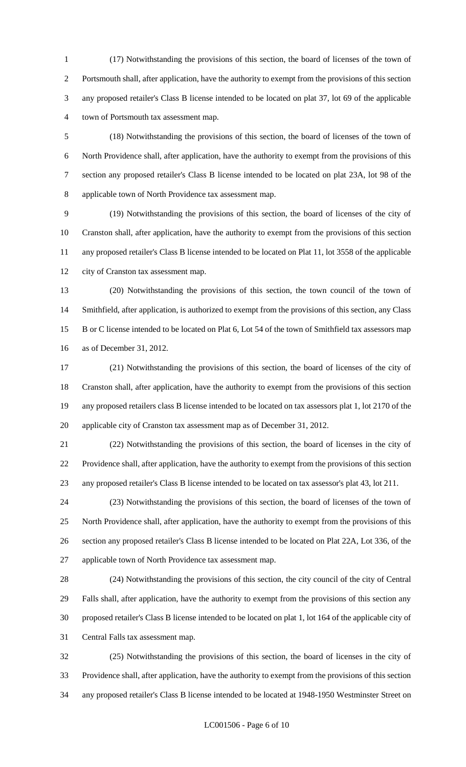(17) Notwithstanding the provisions of this section, the board of licenses of the town of Portsmouth shall, after application, have the authority to exempt from the provisions of this section any proposed retailer's Class B license intended to be located on plat 37, lot 69 of the applicable town of Portsmouth tax assessment map.

(18) Notwithstanding the provisions of this section, the board of licenses of the town of North Providence shall, after application, have the authority to exempt from the provisions of this section any proposed retailer's Class B license intended to be located on plat 23A, lot 98 of the applicable town of North Providence tax assessment map.

(19) Notwithstanding the provisions of this section, the board of licenses of the city of Cranston shall, after application, have the authority to exempt from the provisions of this section any proposed retailer's Class B license intended to be located on Plat 11, lot 3558 of the applicable city of Cranston tax assessment map.

(20) Notwithstanding the provisions of this section, the town council of the town of Smithfield, after application, is authorized to exempt from the provisions of this section, any Class B or C license intended to be located on Plat 6, Lot 54 of the town of Smithfield tax assessors map as of December 31, 2012.

(21) Notwithstanding the provisions of this section, the board of licenses of the city of Cranston shall, after application, have the authority to exempt from the provisions of this section any proposed retailers class B license intended to be located on tax assessors plat 1, lot 2170 of the applicable city of Cranston tax assessment map as of December 31, 2012.

(22) Notwithstanding the provisions of this section, the board of licenses in the city of Providence shall, after application, have the authority to exempt from the provisions of this section any proposed retailer's Class B license intended to be located on tax assessor's plat 43, lot 211.

(23) Notwithstanding the provisions of this section, the board of licenses of the town of North Providence shall, after application, have the authority to exempt from the provisions of this section any proposed retailer's Class B license intended to be located on Plat 22A, Lot 336, of the applicable town of North Providence tax assessment map.

(24) Notwithstanding the provisions of this section, the city council of the city of Central Falls shall, after application, have the authority to exempt from the provisions of this section any proposed retailer's Class B license intended to be located on plat 1, lot 164 of the applicable city of Central Falls tax assessment map.

(25) Notwithstanding the provisions of this section, the board of licenses in the city of Providence shall, after application, have the authority to exempt from the provisions of this section any proposed retailer's Class B license intended to be located at 1948-1950 Westminster Street on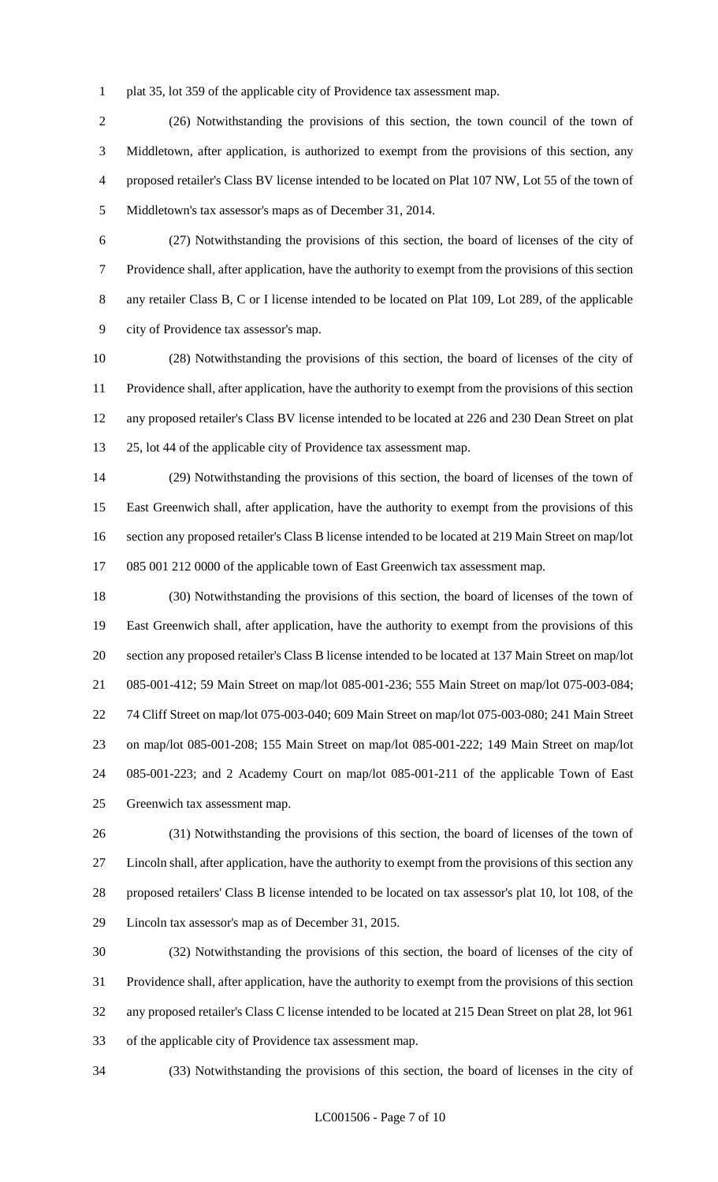plat 35, lot 359 of the applicable city of Providence tax assessment map.

(26) Notwithstanding the provisions of this section, the town council of the town of Middletown, after application, is authorized to exempt from the provisions of this section, any proposed retailer's Class BV license intended to be located on Plat 107 NW, Lot 55 of the town of Middletown's tax assessor's maps as of December 31, 2014.

(27) Notwithstanding the provisions of this section, the board of licenses of the city of Providence shall, after application, have the authority to exempt from the provisions of this section any retailer Class B, C or I license intended to be located on Plat 109, Lot 289, of the applicable city of Providence tax assessor's map.

(28) Notwithstanding the provisions of this section, the board of licenses of the city of Providence shall, after application, have the authority to exempt from the provisions of this section any proposed retailer's Class BV license intended to be located at 226 and 230 Dean Street on plat 25, lot 44 of the applicable city of Providence tax assessment map.

(29) Notwithstanding the provisions of this section, the board of licenses of the town of East Greenwich shall, after application, have the authority to exempt from the provisions of this section any proposed retailer's Class B license intended to be located at 219 Main Street on map/lot 085 001 212 0000 of the applicable town of East Greenwich tax assessment map.

(30) Notwithstanding the provisions of this section, the board of licenses of the town of East Greenwich shall, after application, have the authority to exempt from the provisions of this section any proposed retailer's Class B license intended to be located at 137 Main Street on map/lot 085-001-412; 59 Main Street on map/lot 085-001-236; 555 Main Street on map/lot 075-003-084; 74 Cliff Street on map/lot 075-003-040; 609 Main Street on map/lot 075-003-080; 241 Main Street on map/lot 085-001-208; 155 Main Street on map/lot 085-001-222; 149 Main Street on map/lot 085-001-223; and 2 Academy Court on map/lot 085-001-211 of the applicable Town of East Greenwich tax assessment map.

(31) Notwithstanding the provisions of this section, the board of licenses of the town of Lincoln shall, after application, have the authority to exempt from the provisions of this section any proposed retailers' Class B license intended to be located on tax assessor's plat 10, lot 108, of the Lincoln tax assessor's map as of December 31, 2015.

(32) Notwithstanding the provisions of this section, the board of licenses of the city of Providence shall, after application, have the authority to exempt from the provisions of this section any proposed retailer's Class C license intended to be located at 215 Dean Street on plat 28, lot 961 of the applicable city of Providence tax assessment map.

(33) Notwithstanding the provisions of this section, the board of licenses in the city of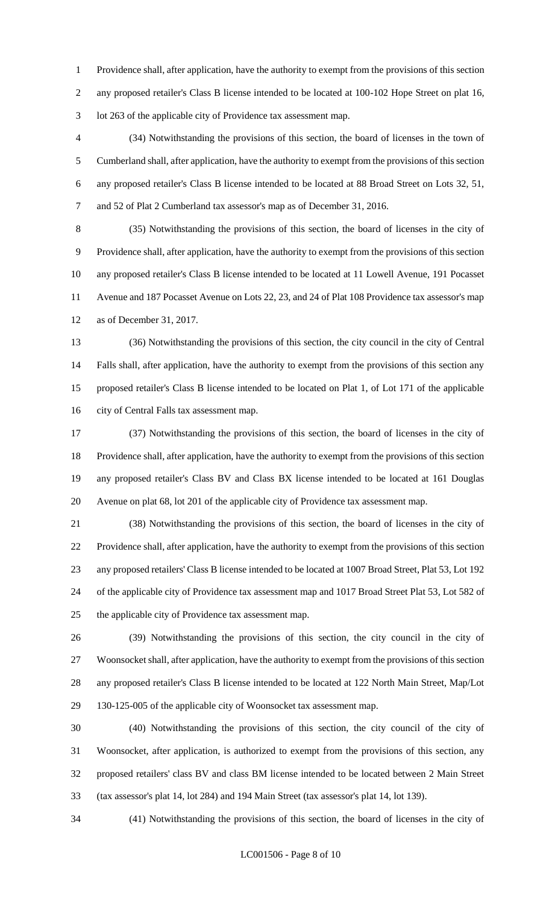Providence shall, after application, have the authority to exempt from the provisions of this section any proposed retailer's Class B license intended to be located at 100-102 Hope Street on plat 16, lot 263 of the applicable city of Providence tax assessment map.

(34) Notwithstanding the provisions of this section, the board of licenses in the town of Cumberland shall, after application, have the authority to exempt from the provisions of this section any proposed retailer's Class B license intended to be located at 88 Broad Street on Lots 32, 51, and 52 of Plat 2 Cumberland tax assessor's map as of December 31, 2016.

(35) Notwithstanding the provisions of this section, the board of licenses in the city of Providence shall, after application, have the authority to exempt from the provisions of this section any proposed retailer's Class B license intended to be located at 11 Lowell Avenue, 191 Pocasset Avenue and 187 Pocasset Avenue on Lots 22, 23, and 24 of Plat 108 Providence tax assessor's map as of December 31, 2017.

(36) Notwithstanding the provisions of this section, the city council in the city of Central Falls shall, after application, have the authority to exempt from the provisions of this section any proposed retailer's Class B license intended to be located on Plat 1, of Lot 171 of the applicable city of Central Falls tax assessment map.

(37) Notwithstanding the provisions of this section, the board of licenses in the city of Providence shall, after application, have the authority to exempt from the provisions of this section any proposed retailer's Class BV and Class BX license intended to be located at 161 Douglas Avenue on plat 68, lot 201 of the applicable city of Providence tax assessment map.

(38) Notwithstanding the provisions of this section, the board of licenses in the city of Providence shall, after application, have the authority to exempt from the provisions of this section any proposed retailers' Class B license intended to be located at 1007 Broad Street, Plat 53, Lot 192 of the applicable city of Providence tax assessment map and 1017 Broad Street Plat 53, Lot 582 of the applicable city of Providence tax assessment map.

(39) Notwithstanding the provisions of this section, the city council in the city of Woonsocket shall, after application, have the authority to exempt from the provisions of this section any proposed retailer's Class B license intended to be located at 122 North Main Street, Map/Lot 130-125-005 of the applicable city of Woonsocket tax assessment map.

(40) Notwithstanding the provisions of this section, the city council of the city of Woonsocket, after application, is authorized to exempt from the provisions of this section, any proposed retailers' class BV and class BM license intended to be located between 2 Main Street (tax assessor's plat 14, lot 284) and 194 Main Street (tax assessor's plat 14, lot 139).

(41) Notwithstanding the provisions of this section, the board of licenses in the city of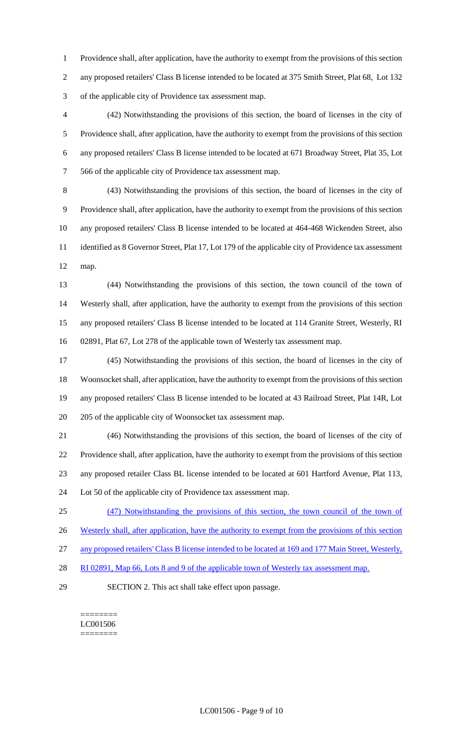Providence shall, after application, have the authority to exempt from the provisions of this section any proposed retailers' Class B license intended to be located at 375 Smith Street, Plat 68, Lot 132 of the applicable city of Providence tax assessment map.

(42) Notwithstanding the provisions of this section, the board of licenses in the city of Providence shall, after application, have the authority to exempt from the provisions of this section any proposed retailers' Class B license intended to be located at 671 Broadway Street, Plat 35, Lot 566 of the applicable city of Providence tax assessment map.

(43) Notwithstanding the provisions of this section, the board of licenses in the city of Providence shall, after application, have the authority to exempt from the provisions of this section any proposed retailers' Class B license intended to be located at 464-468 Wickenden Street, also identified as 8 Governor Street, Plat 17, Lot 179 of the applicable city of Providence tax assessment map.

(44) Notwithstanding the provisions of this section, the town council of the town of Westerly shall, after application, have the authority to exempt from the provisions of this section any proposed retailers' Class B license intended to be located at 114 Granite Street, Westerly, RI 02891, Plat 67, Lot 278 of the applicable town of Westerly tax assessment map.

(45) Notwithstanding the provisions of this section, the board of licenses in the city of Woonsocket shall, after application, have the authority to exempt from the provisions of this section any proposed retailers' Class B license intended to be located at 43 Railroad Street, Plat 14R, Lot 205 of the applicable city of Woonsocket tax assessment map.

(46) Notwithstanding the provisions of this section, the board of licenses of the city of Providence shall, after application, have the authority to exempt from the provisions of this section any proposed retailer Class BL license intended to be located at 601 Hartford Avenue, Plat 113, Lot 50 of the applicable city of Providence tax assessment map.

(47) Notwithstanding the provisions of this section, the town council of the town of Westerly shall, after application, have the authority to exempt from the provisions of this section any proposed retailers' Class B license intended to be located at 169 and 177 Main Street, Westerly, RI 02891, Map 66, Lots 8 and 9 of the applicable town of Westerly tax assessment map.

SECTION 2. This act shall take effect upon passage.

========
LC001506
========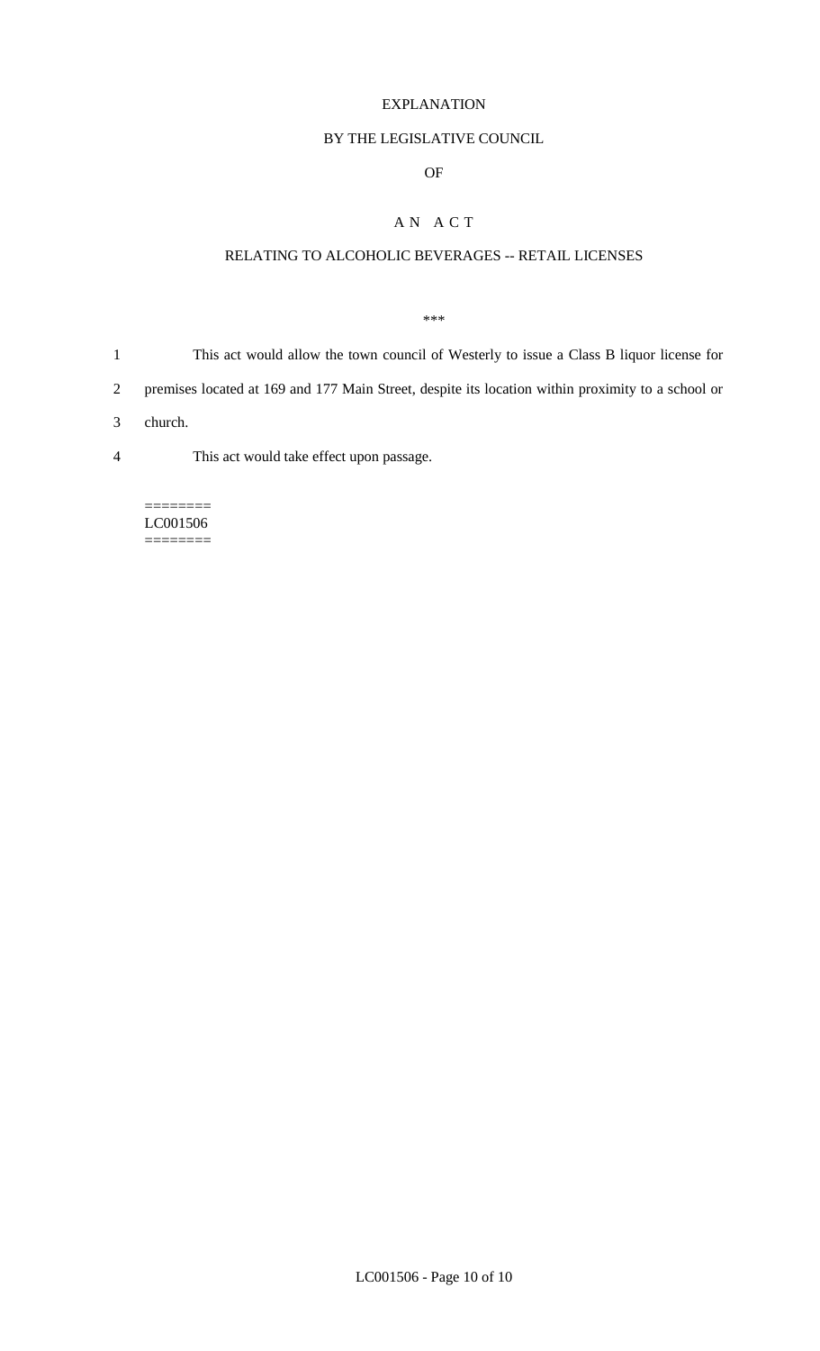EXPLANATION

BY THE LEGISLATIVE COUNCIL

OF

A N A C T

RELATING TO ALCOHOLIC BEVERAGES -- RETAIL LICENSES

\*\*\*

1 This act would allow the town council of Westerly to issue a Class B liquor license for
2 premises located at 169 and 177 Main Street, despite its location within proximity to a school or
3 church.

4 This act would take effect upon passage.

========
LC001506
========